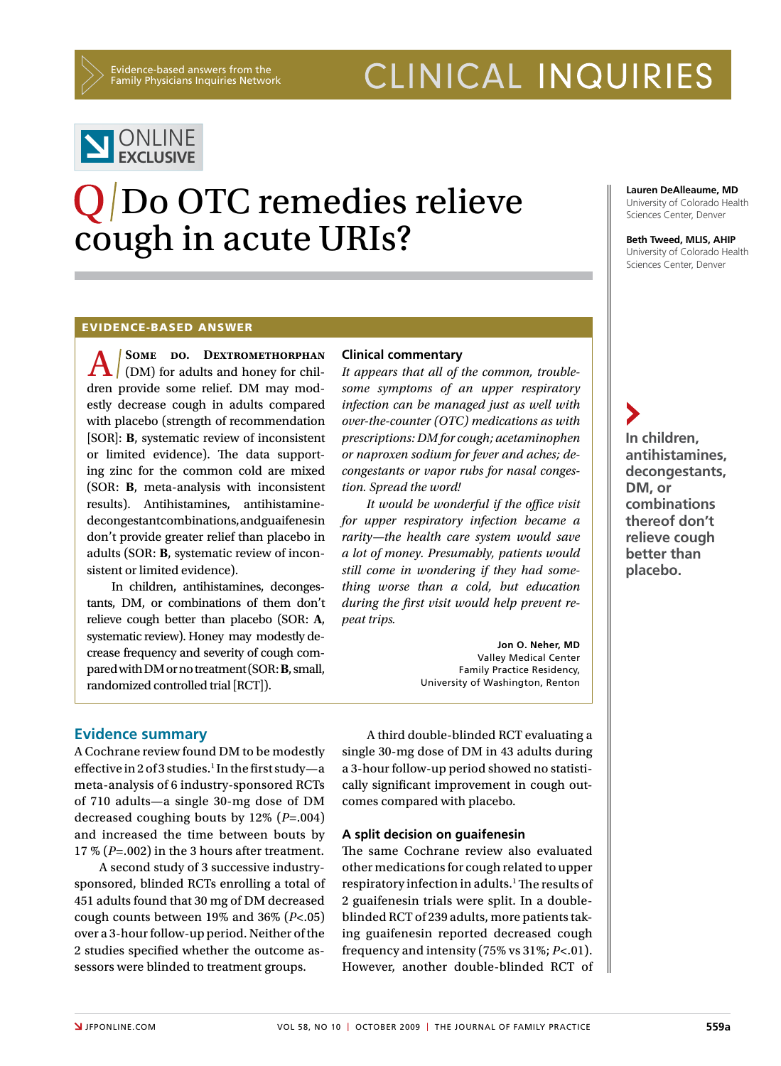CLINICAL INQUIRIES

Evidence-based answers from the Family Physicians Inquiries Network

ONLINE EXCLUSIVE

# Q/ Do OTC remedies relieve cough in acute URIs?

**Lauren DeAlleaume, MD**
University of Colorado Health Sciences Center, Denver

**Beth Tweed, MLIS, AHIP**
University of Colorado Health Sciences Center, Denver

## EVIDENCE-BASED ANSWER

**A/ Some do. Dextromethorphan** (DM) for adults and honey for children provide some relief. DM may modestly decrease cough in adults compared with placebo (strength of recommendation [SOR]: **B**, systematic review of inconsistent or limited evidence). The data supporting zinc for the common cold are mixed (SOR: **B**, meta-analysis with inconsistent results). Antihistamines, antihistamine-decongestant combinations, and guaifenesin don't provide greater relief than placebo in adults (SOR: **B**, systematic review of inconsistent or limited evidence).

In children, antihistamines, decongestants, DM, or combinations of them don't relieve cough better than placebo (SOR: **A**, systematic review). Honey may modestly decrease frequency and severity of cough compared with DM or no treatment (SOR: **B**, small, randomized controlled trial [RCT]).

### Clinical commentary

*It appears that all of the common, troublesome symptoms of an upper respiratory infection can be managed just as well with over-the-counter (OTC) medications as with prescriptions: DM for cough; acetaminophen or naproxen sodium for fever and aches; decongestants or vapor rubs for nasal congestion. Spread the word!*

*It would be wonderful if the office visit for upper respiratory infection became a rarity—the health care system would save a lot of money. Presumably, patients would still come in wondering if they had something worse than a cold, but education during the first visit would help prevent repeat trips.*

**Jon O. Neher, MD**
Valley Medical Center
Family Practice Residency,
University of Washington, Renton

**In children, antihistamines, decongestants, DM, or combinations thereof don't relieve cough better than placebo.**

## Evidence summary

A Cochrane review found DM to be modestly effective in 2 of 3 studies.[1] In the first study—a meta-analysis of 6 industry-sponsored RCTs of 710 adults—a single 30-mg dose of DM decreased coughing bouts by 12% ($P$=.004) and increased the time between bouts by 17 % ($P$=.002) in the 3 hours after treatment.

A second study of 3 successive industry-sponsored, blinded RCTs enrolling a total of 451 adults found that 30 mg of DM decreased cough counts between 19% and 36% ($P$<.05) over a 3-hour follow-up period. Neither of the 2 studies specified whether the outcome assessors were blinded to treatment groups.

A third double-blinded RCT evaluating a single 30-mg dose of DM in 43 adults during a 3-hour follow-up period showed no statistically significant improvement in cough outcomes compared with placebo.

### A split decision on guaifenesin

The same Cochrane review also evaluated other medications for cough related to upper respiratory infection in adults.[1] The results of 2 guaifenesin trials were split. In a double-blinded RCT of 239 adults, more patients taking guaifenesin reported decreased cough frequency and intensity (75% vs 31%; $P$<.01). However, another double-blinded RCT of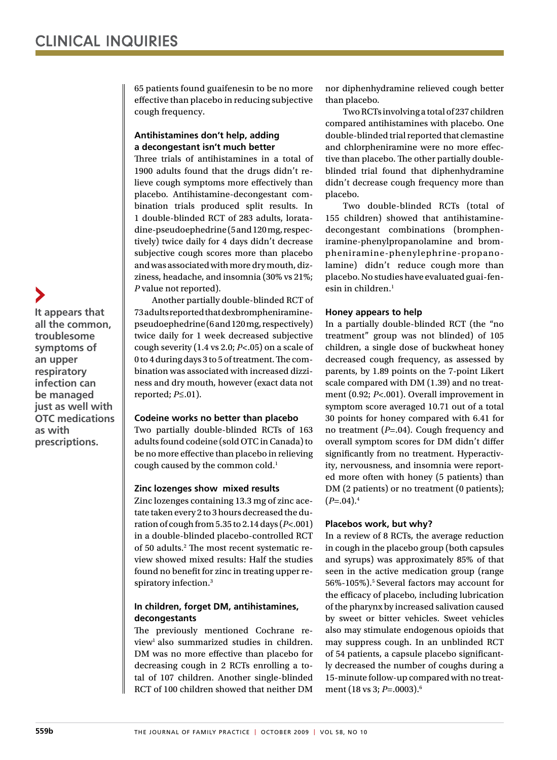65 patients found guaifenesin to be no more effective than placebo in reducing subjective cough frequency.

### Antihistamines don't help, adding a decongestant isn't much better

Three trials of antihistamines in a total of 1900 adults found that the drugs didn't relieve cough symptoms more effectively than placebo. Antihistamine-decongestant combination trials produced split results. In 1 double-blinded RCT of 283 adults, loratadine-pseudoephedrine (5 and 120 mg, respectively) twice daily for 4 days didn't decrease subjective cough scores more than placebo and was associated with more dry mouth, dizziness, headache, and insomnia (30% vs 21%; *P* value not reported).

Another partially double-blinded RCT of 73 adults reported that dexbrompheniramine-pseudoephedrine (6 and 120 mg, respectively) twice daily for 1 week decreased subjective cough severity (1.4 vs 2.0; $P<.05$) on a scale of 0 to 4 during days 3 to 5 of treatment. The combination was associated with increased dizziness and dry mouth, however (exact data not reported; $P\leq.01$).

### Codeine works no better than placebo

Two partially double-blinded RCTs of 163 adults found codeine (sold OTC in Canada) to be no more effective than placebo in relieving cough caused by the common cold.[1]

### Zinc lozenges show mixed results

Zinc lozenges containing 13.3 mg of zinc acetate taken every 2 to 3 hours decreased the duration of cough from 5.35 to 2.14 days ($P<.001$) in a double-blinded placebo-controlled RCT of 50 adults.[2] The most recent systematic review showed mixed results: Half the studies found no benefit for zinc in treating upper respiratory infection.[3]

**It appears that all the common, troublesome symptoms of an upper respiratory infection can be managed just as well with OTC medications as with prescriptions.**

### In children, forget DM, antihistamines, decongestants

The previously mentioned Cochrane review[1] also summarized studies in children. DM was no more effective than placebo for decreasing cough in 2 RCTs enrolling a total of 107 children. Another single-blinded RCT of 100 children showed that neither DM nor diphenhydramine relieved cough better than placebo.

Two RCTs involving a total of 237 children compared antihistamines with placebo. One double-blinded trial reported that clemastine and chlorpheniramine were no more effective than placebo. The other partially double-blinded trial found that diphenhydramine didn't decrease cough frequency more than placebo.

Two double-blinded RCTs (total of 155 children) showed that antihistamine-decongestant combinations (brompheniramine-phenylpropanolamine and brompheniramine-phenylephrine-propanolamine) didn't reduce cough more than placebo. No studies have evaluated guai-fenesin in children.[1]

### Honey appears to help

In a partially double-blinded RCT (the "no treatment" group was not blinded) of 105 children, a single dose of buckwheat honey decreased cough frequency, as assessed by parents, by 1.89 points on the 7-point Likert scale compared with DM (1.39) and no treatment (0.92; $P<.001$). Overall improvement in symptom score averaged 10.71 out of a total 30 points for honey compared with 6.41 for no treatment ($P=.04$). Cough frequency and overall symptom scores for DM didn't differ significantly from no treatment. Hyperactivity, nervousness, and insomnia were reported more often with honey (5 patients) than DM (2 patients) or no treatment (0 patients); ($P=.04$).[4]

### Placebos work, but why?

In a review of 8 RCTs, the average reduction in cough in the placebo group (both capsules and syrups) was approximately 85% of that seen in the active medication group (range 56%-105%).[5] Several factors may account for the efficacy of placebo, including lubrication of the pharynx by increased salivation caused by sweet or bitter vehicles. Sweet vehicles also may stimulate endogenous opioids that may suppress cough. In an unblinded RCT of 54 patients, a capsule placebo significantly decreased the number of coughs during a 15-minute follow-up compared with no treatment (18 vs 3; $P=.0003$).[6]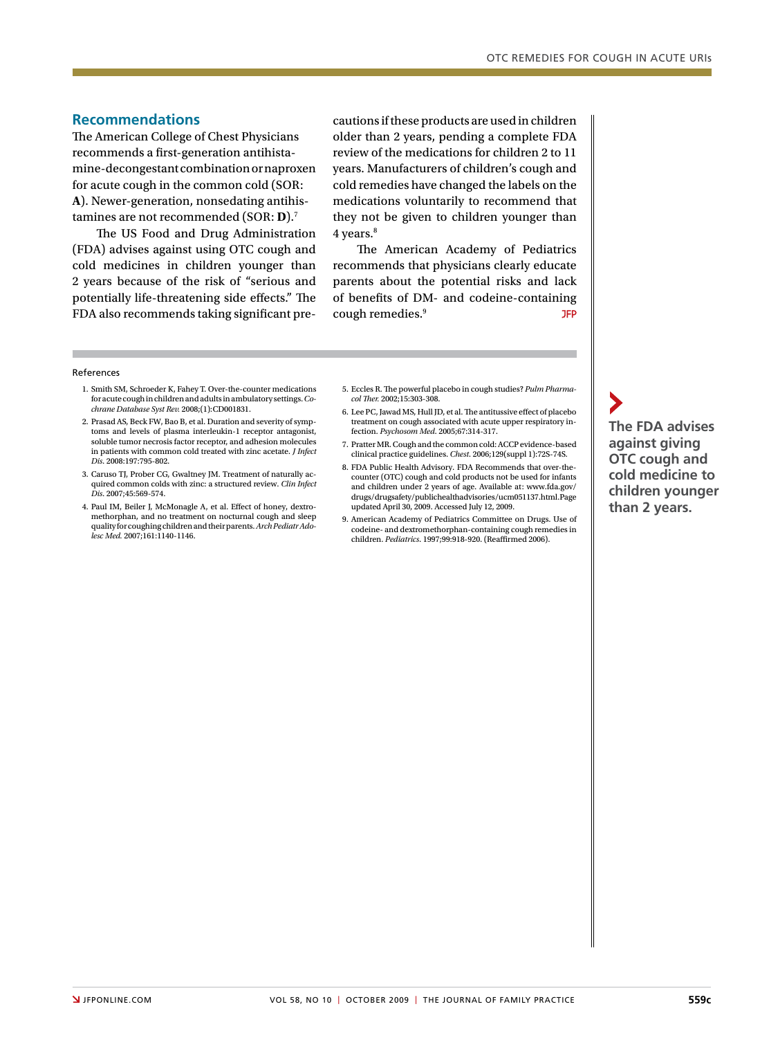## Recommendations

The American College of Chest Physicians recommends a first-generation antihistamine-decongestant combination or naproxen for acute cough in the common cold (SOR: **A**). Newer-generation, nonsedating antihistamines are not recommended (SOR: **D**).[7]

The US Food and Drug Administration (FDA) advises against using OTC cough and cold medicines in children younger than 2 years because of the risk of "serious and potentially life-threatening side effects." The FDA also recommends taking significant precautions if these products are used in children older than 2 years, pending a complete FDA review of the medications for children 2 to 11 years. Manufacturers of children's cough and cold remedies have changed the labels on the medications voluntarily to recommend that they not be given to children younger than 4 years.[8]

The American Academy of Pediatrics recommends that physicians clearly educate parents about the potential risks and lack of benefits of DM- and codeine-containing cough remedies.[9] JFP

**The FDA advises against giving OTC cough and cold medicine to children younger than 2 years.**

References

1. Smith SM, Schroeder K, Fahey T. Over-the-counter medications for acute cough in children and adults in ambulatory settings. *Cochrane Database Syst Rev.* 2008;(1):CD001831.
2. Prasad AS, Beck FW, Bao B, et al. Duration and severity of symptoms and levels of plasma interleukin-1 receptor antagonist, soluble tumor necrosis factor receptor, and adhesion molecules in patients with common cold treated with zinc acetate. *J Infect Dis*. 2008:197:795-802.
3. Caruso TJ, Prober CG, Gwaltney JM. Treatment of naturally acquired common colds with zinc: a structured review. *Clin Infect Dis*. 2007;45:569-574.
4. Paul IM, Beiler J, McMonagle A, et al. Effect of honey, dextromethorphan, and no treatment on nocturnal cough and sleep quality for coughing children and their parents. *Arch Pediatr Adolesc Med.* 2007;161:1140-1146.
5. Eccles R. The powerful placebo in cough studies? *Pulm Pharmacol Ther.* 2002;15:303-308.
6. Lee PC, Jawad MS, Hull JD, et al. The antitussive effect of placebo treatment on cough associated with acute upper respiratory infection. *Psychosom Med*. 2005;67:314-317.
7. Pratter MR. Cough and the common cold: ACCP evidence-based clinical practice guidelines. *Chest*. 2006;129(suppl 1):72S-74S.
8. FDA Public Health Advisory. FDA Recommends that over-the-counter (OTC) cough and cold products not be used for infants and children under 2 years of age. Available at: www.fda.gov/drugs/drugsafety/publichealthadvisories/ucm051137.html.Page updated April 30, 2009. Accessed July 12, 2009.
9. American Academy of Pediatrics Committee on Drugs. Use of codeine- and dextromethorphan-containing cough remedies in children. *Pediatrics*. 1997;99:918-920. (Reaffirmed 2006).